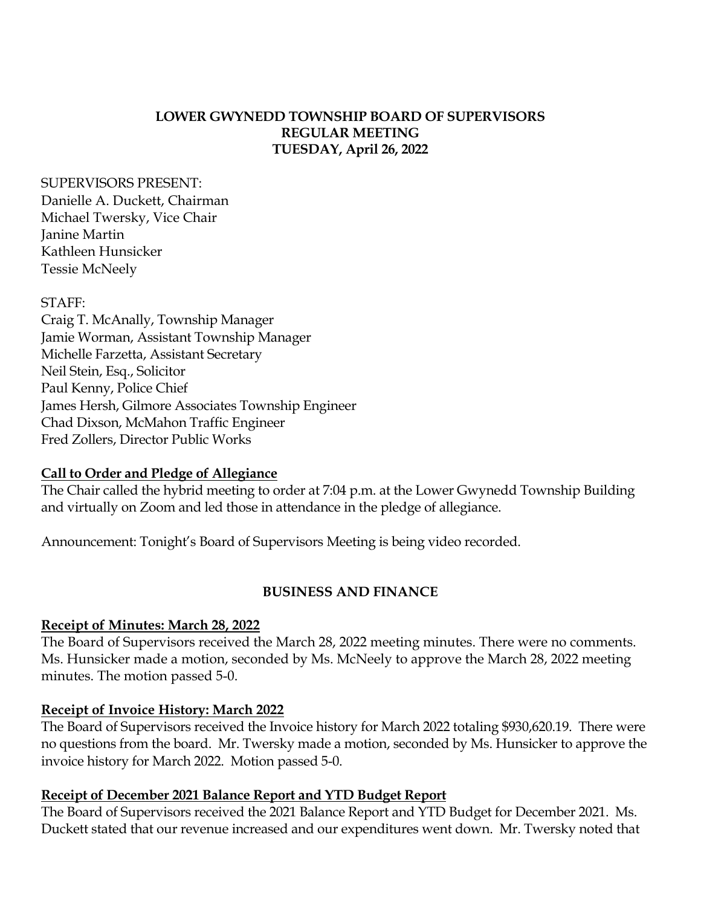**LOWER GWYNEDD TOWNSHIP BOARD OF SUPERVISORS**
**REGULAR MEETING**
**TUESDAY, April 26, 2022**

SUPERVISORS PRESENT:
Danielle A. Duckett, Chairman
Michael Twersky, Vice Chair
Janine Martin
Kathleen Hunsicker
Tessie McNeely

STAFF:
Craig T. McAnally, Township Manager
Jamie Worman, Assistant Township Manager
Michelle Farzetta, Assistant Secretary
Neil Stein, Esq., Solicitor
Paul Kenny, Police Chief
James Hersh, Gilmore Associates Township Engineer
Chad Dixson, McMahon Traffic Engineer
Fred Zollers, Director Public Works

**Call to Order and Pledge of Allegiance**

The Chair called the hybrid meeting to order at 7:04 p.m. at the Lower Gwynedd Township Building and virtually on Zoom and led those in attendance in the pledge of allegiance.

Announcement: Tonight's Board of Supervisors Meeting is being video recorded.

**BUSINESS AND FINANCE**

**Receipt of Minutes: March 28, 2022**

The Board of Supervisors received the March 28, 2022 meeting minutes. There were no comments. Ms. Hunsicker made a motion, seconded by Ms. McNeely to approve the March 28, 2022 meeting minutes. The motion passed 5-0.

**Receipt of Invoice History: March 2022**

The Board of Supervisors received the Invoice history for March 2022 totaling $930,620.19. There were no questions from the board. Mr. Twersky made a motion, seconded by Ms. Hunsicker to approve the invoice history for March 2022. Motion passed 5-0.

**Receipt of December 2021 Balance Report and YTD Budget Report**

The Board of Supervisors received the 2021 Balance Report and YTD Budget for December 2021. Ms. Duckett stated that our revenue increased and our expenditures went down. Mr. Twersky noted that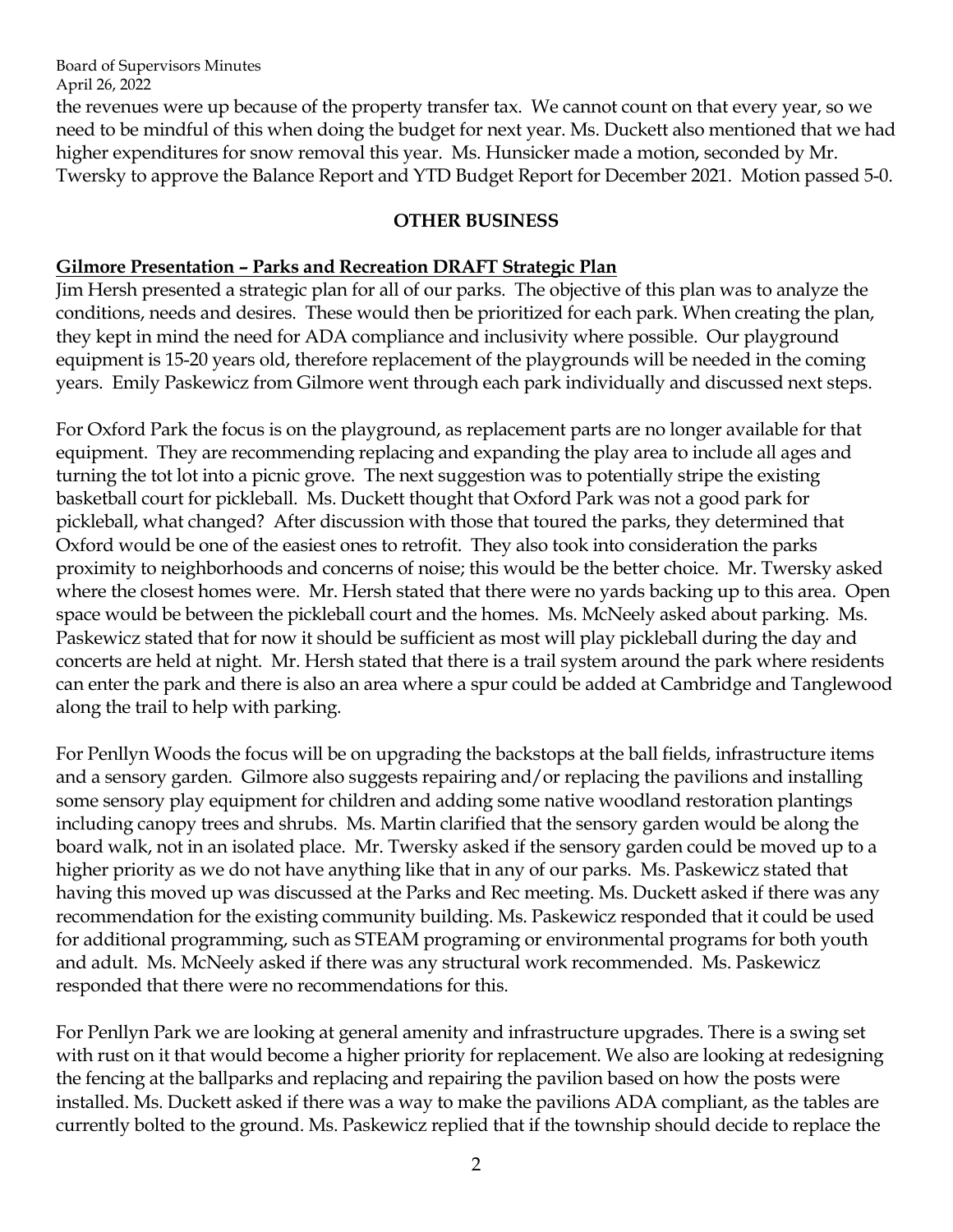the revenues were up because of the property transfer tax. We cannot count on that every year, so we need to be mindful of this when doing the budget for next year. Ms. Duckett also mentioned that we had higher expenditures for snow removal this year. Ms. Hunsicker made a motion, seconded by Mr. Twersky to approve the Balance Report and YTD Budget Report for December 2021. Motion passed 5-0.

## OTHER BUSINESS

**Gilmore Presentation – Parks and Recreation DRAFT Strategic Plan**

Jim Hersh presented a strategic plan for all of our parks. The objective of this plan was to analyze the conditions, needs and desires. These would then be prioritized for each park. When creating the plan, they kept in mind the need for ADA compliance and inclusivity where possible. Our playground equipment is 15-20 years old, therefore replacement of the playgrounds will be needed in the coming years. Emily Paskewicz from Gilmore went through each park individually and discussed next steps.

For Oxford Park the focus is on the playground, as replacement parts are no longer available for that equipment. They are recommending replacing and expanding the play area to include all ages and turning the tot lot into a picnic grove. The next suggestion was to potentially stripe the existing basketball court for pickleball. Ms. Duckett thought that Oxford Park was not a good park for pickleball, what changed? After discussion with those that toured the parks, they determined that Oxford would be one of the easiest ones to retrofit. They also took into consideration the parks proximity to neighborhoods and concerns of noise; this would be the better choice. Mr. Twersky asked where the closest homes were. Mr. Hersh stated that there were no yards backing up to this area. Open space would be between the pickleball court and the homes. Ms. McNeely asked about parking. Ms. Paskewicz stated that for now it should be sufficient as most will play pickleball during the day and concerts are held at night. Mr. Hersh stated that there is a trail system around the park where residents can enter the park and there is also an area where a spur could be added at Cambridge and Tanglewood along the trail to help with parking.

For Penllyn Woods the focus will be on upgrading the backstops at the ball fields, infrastructure items and a sensory garden. Gilmore also suggests repairing and/or replacing the pavilions and installing some sensory play equipment for children and adding some native woodland restoration plantings including canopy trees and shrubs. Ms. Martin clarified that the sensory garden would be along the board walk, not in an isolated place. Mr. Twersky asked if the sensory garden could be moved up to a higher priority as we do not have anything like that in any of our parks. Ms. Paskewicz stated that having this moved up was discussed at the Parks and Rec meeting. Ms. Duckett asked if there was any recommendation for the existing community building. Ms. Paskewicz responded that it could be used for additional programming, such as STEAM programing or environmental programs for both youth and adult. Ms. McNeely asked if there was any structural work recommended. Ms. Paskewicz responded that there were no recommendations for this.

For Penllyn Park we are looking at general amenity and infrastructure upgrades. There is a swing set with rust on it that would become a higher priority for replacement. We also are looking at redesigning the fencing at the ballparks and replacing and repairing the pavilion based on how the posts were installed. Ms. Duckett asked if there was a way to make the pavilions ADA compliant, as the tables are currently bolted to the ground. Ms. Paskewicz replied that if the township should decide to replace the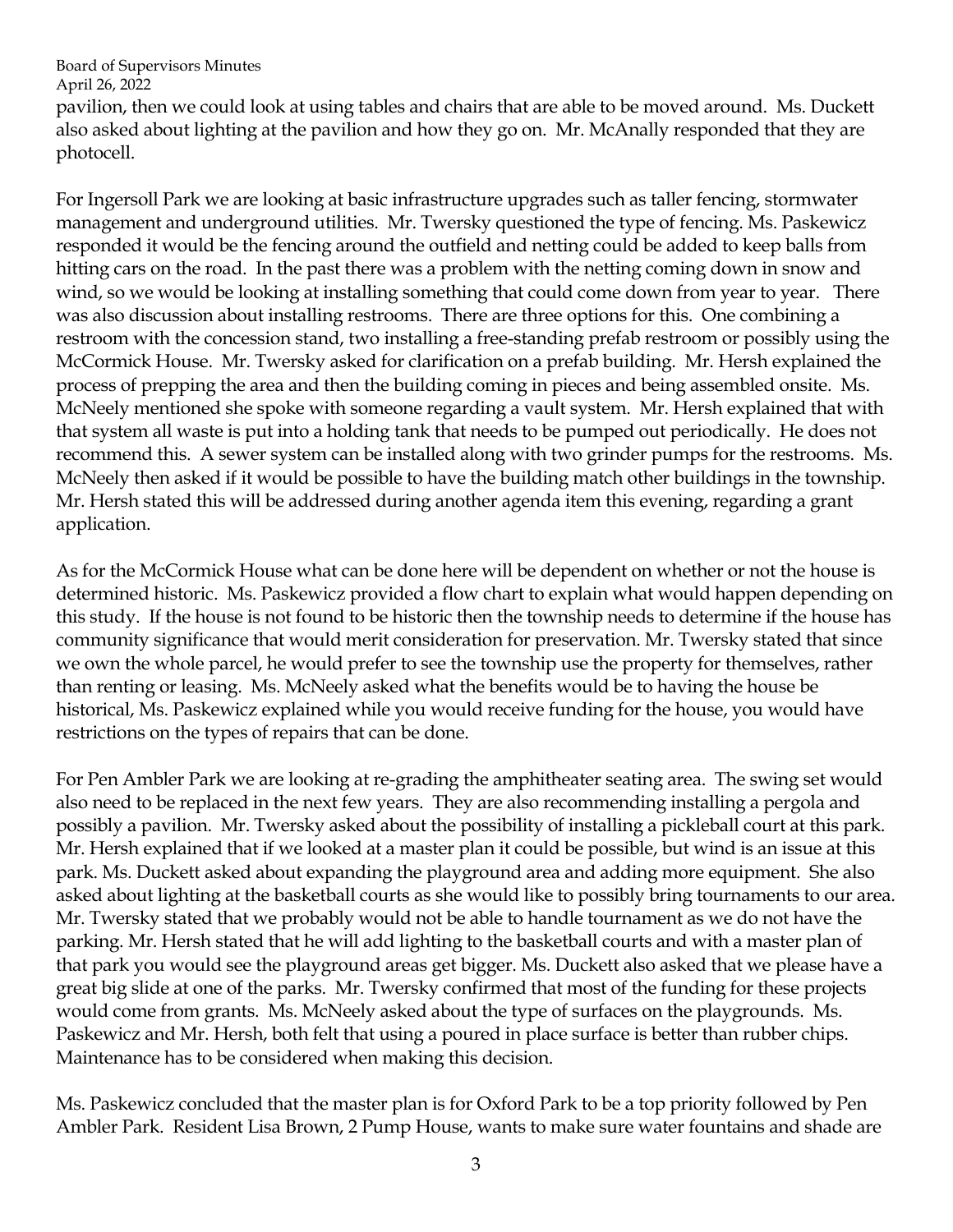pavilion, then we could look at using tables and chairs that are able to be moved around. Ms. Duckett also asked about lighting at the pavilion and how they go on. Mr. McAnally responded that they are photocell.

For Ingersoll Park we are looking at basic infrastructure upgrades such as taller fencing, stormwater management and underground utilities. Mr. Twersky questioned the type of fencing. Ms. Paskewicz responded it would be the fencing around the outfield and netting could be added to keep balls from hitting cars on the road. In the past there was a problem with the netting coming down in snow and wind, so we would be looking at installing something that could come down from year to year. There was also discussion about installing restrooms. There are three options for this. One combining a restroom with the concession stand, two installing a free-standing prefab restroom or possibly using the McCormick House. Mr. Twersky asked for clarification on a prefab building. Mr. Hersh explained the process of prepping the area and then the building coming in pieces and being assembled onsite. Ms. McNeely mentioned she spoke with someone regarding a vault system. Mr. Hersh explained that with that system all waste is put into a holding tank that needs to be pumped out periodically. He does not recommend this. A sewer system can be installed along with two grinder pumps for the restrooms. Ms. McNeely then asked if it would be possible to have the building match other buildings in the township. Mr. Hersh stated this will be addressed during another agenda item this evening, regarding a grant application.

As for the McCormick House what can be done here will be dependent on whether or not the house is determined historic. Ms. Paskewicz provided a flow chart to explain what would happen depending on this study. If the house is not found to be historic then the township needs to determine if the house has community significance that would merit consideration for preservation. Mr. Twersky stated that since we own the whole parcel, he would prefer to see the township use the property for themselves, rather than renting or leasing. Ms. McNeely asked what the benefits would be to having the house be historical, Ms. Paskewicz explained while you would receive funding for the house, you would have restrictions on the types of repairs that can be done.

For Pen Ambler Park we are looking at re-grading the amphitheater seating area. The swing set would also need to be replaced in the next few years. They are also recommending installing a pergola and possibly a pavilion. Mr. Twersky asked about the possibility of installing a pickleball court at this park. Mr. Hersh explained that if we looked at a master plan it could be possible, but wind is an issue at this park. Ms. Duckett asked about expanding the playground area and adding more equipment. She also asked about lighting at the basketball courts as she would like to possibly bring tournaments to our area. Mr. Twersky stated that we probably would not be able to handle tournament as we do not have the parking. Mr. Hersh stated that he will add lighting to the basketball courts and with a master plan of that park you would see the playground areas get bigger. Ms. Duckett also asked that we please have a great big slide at one of the parks. Mr. Twersky confirmed that most of the funding for these projects would come from grants. Ms. McNeely asked about the type of surfaces on the playgrounds. Ms. Paskewicz and Mr. Hersh, both felt that using a poured in place surface is better than rubber chips. Maintenance has to be considered when making this decision.

Ms. Paskewicz concluded that the master plan is for Oxford Park to be a top priority followed by Pen Ambler Park. Resident Lisa Brown, 2 Pump House, wants to make sure water fountains and shade are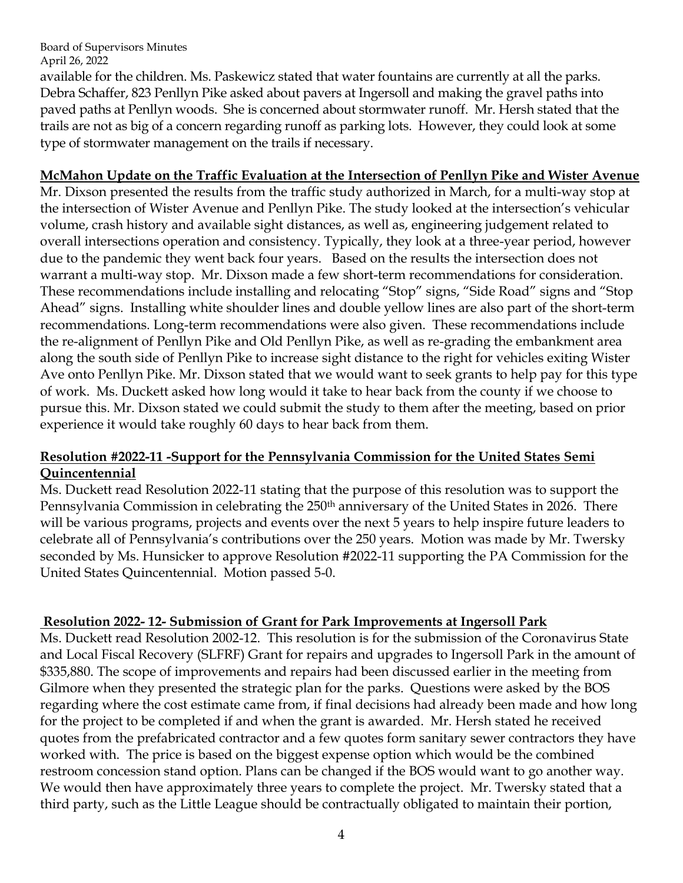available for the children. Ms. Paskewicz stated that water fountains are currently at all the parks. Debra Schaffer, 823 Penllyn Pike asked about pavers at Ingersoll and making the gravel paths into paved paths at Penllyn woods. She is concerned about stormwater runoff. Mr. Hersh stated that the trails are not as big of a concern regarding runoff as parking lots. However, they could look at some type of stormwater management on the trails if necessary.

**McMahon Update on the Traffic Evaluation at the Intersection of Penllyn Pike and Wister Avenue**

Mr. Dixson presented the results from the traffic study authorized in March, for a multi-way stop at the intersection of Wister Avenue and Penllyn Pike. The study looked at the intersection's vehicular volume, crash history and available sight distances, as well as, engineering judgement related to overall intersections operation and consistency. Typically, they look at a three-year period, however due to the pandemic they went back four years. Based on the results the intersection does not warrant a multi-way stop. Mr. Dixson made a few short-term recommendations for consideration. These recommendations include installing and relocating "Stop" signs, "Side Road" signs and "Stop Ahead" signs. Installing white shoulder lines and double yellow lines are also part of the short-term recommendations. Long-term recommendations were also given. These recommendations include the re-alignment of Penllyn Pike and Old Penllyn Pike, as well as re-grading the embankment area along the south side of Penllyn Pike to increase sight distance to the right for vehicles exiting Wister Ave onto Penllyn Pike. Mr. Dixson stated that we would want to seek grants to help pay for this type of work. Ms. Duckett asked how long would it take to hear back from the county if we choose to pursue this. Mr. Dixson stated we could submit the study to them after the meeting, based on prior experience it would take roughly 60 days to hear back from them.

**Resolution #2022-11 -Support for the Pennsylvania Commission for the United States Semi Quincentennial**

Ms. Duckett read Resolution 2022-11 stating that the purpose of this resolution was to support the Pennsylvania Commission in celebrating the 250th anniversary of the United States in 2026. There will be various programs, projects and events over the next 5 years to help inspire future leaders to celebrate all of Pennsylvania's contributions over the 250 years. Motion was made by Mr. Twersky seconded by Ms. Hunsicker to approve Resolution #2022-11 supporting the PA Commission for the United States Quincentennial. Motion passed 5-0.

**Resolution 2022- 12- Submission of Grant for Park Improvements at Ingersoll Park**

Ms. Duckett read Resolution 2002-12. This resolution is for the submission of the Coronavirus State and Local Fiscal Recovery (SLFRF) Grant for repairs and upgrades to Ingersoll Park in the amount of $335,880. The scope of improvements and repairs had been discussed earlier in the meeting from Gilmore when they presented the strategic plan for the parks. Questions were asked by the BOS regarding where the cost estimate came from, if final decisions had already been made and how long for the project to be completed if and when the grant is awarded. Mr. Hersh stated he received quotes from the prefabricated contractor and a few quotes form sanitary sewer contractors they have worked with. The price is based on the biggest expense option which would be the combined restroom concession stand option. Plans can be changed if the BOS would want to go another way. We would then have approximately three years to complete the project. Mr. Twersky stated that a third party, such as the Little League should be contractually obligated to maintain their portion,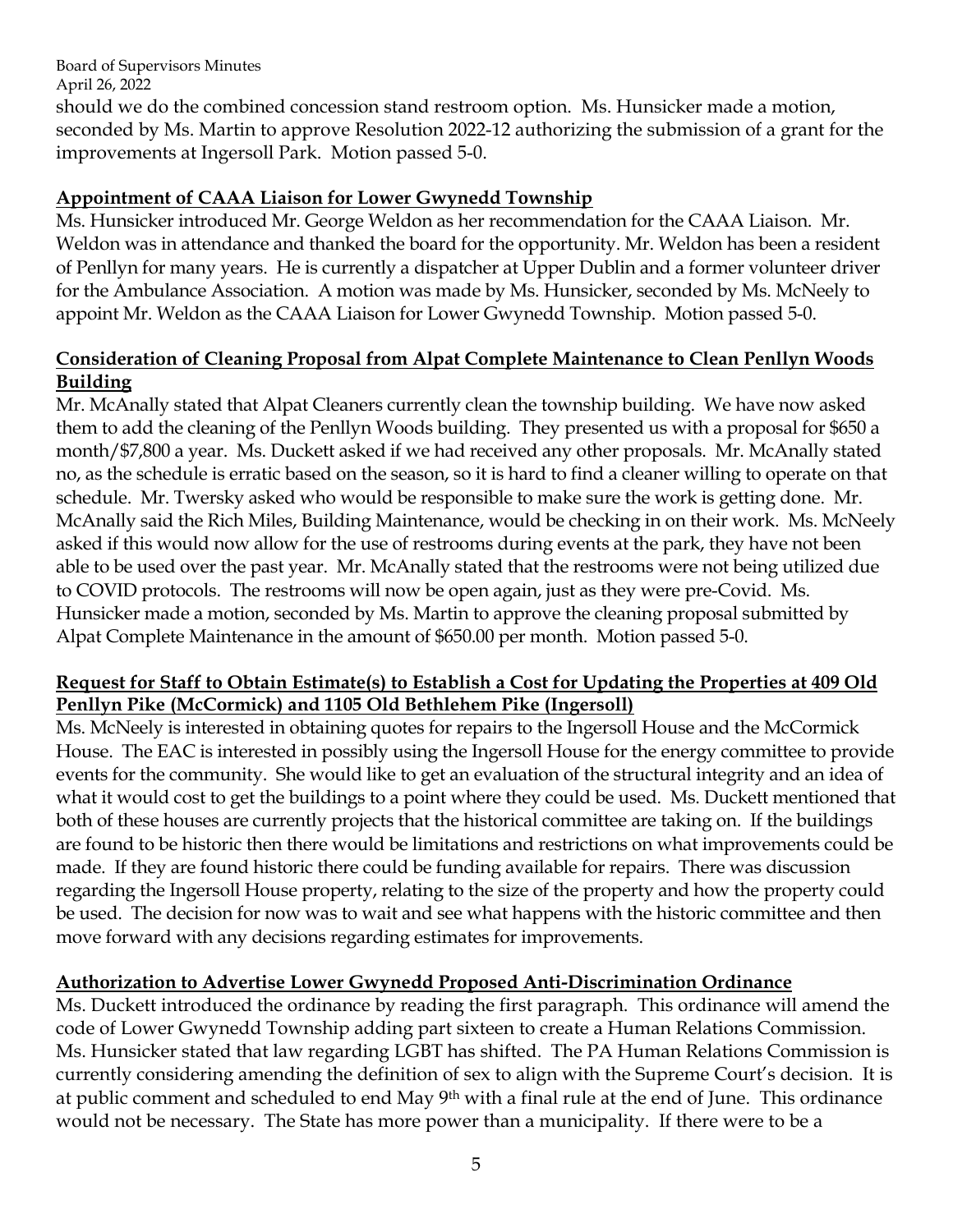should we do the combined concession stand restroom option. Ms. Hunsicker made a motion, seconded by Ms. Martin to approve Resolution 2022-12 authorizing the submission of a grant for the improvements at Ingersoll Park. Motion passed 5-0.

**Appointment of CAAA Liaison for Lower Gwynedd Township**

Ms. Hunsicker introduced Mr. George Weldon as her recommendation for the CAAA Liaison. Mr. Weldon was in attendance and thanked the board for the opportunity. Mr. Weldon has been a resident of Penllyn for many years. He is currently a dispatcher at Upper Dublin and a former volunteer driver for the Ambulance Association. A motion was made by Ms. Hunsicker, seconded by Ms. McNeely to appoint Mr. Weldon as the CAAA Liaison for Lower Gwynedd Township. Motion passed 5-0.

**Consideration of Cleaning Proposal from Alpat Complete Maintenance to Clean Penllyn Woods Building**

Mr. McAnally stated that Alpat Cleaners currently clean the township building. We have now asked them to add the cleaning of the Penllyn Woods building. They presented us with a proposal for $650 a month/$7,800 a year. Ms. Duckett asked if we had received any other proposals. Mr. McAnally stated no, as the schedule is erratic based on the season, so it is hard to find a cleaner willing to operate on that schedule. Mr. Twersky asked who would be responsible to make sure the work is getting done. Mr. McAnally said the Rich Miles, Building Maintenance, would be checking in on their work. Ms. McNeely asked if this would now allow for the use of restrooms during events at the park, they have not been able to be used over the past year. Mr. McAnally stated that the restrooms were not being utilized due to COVID protocols. The restrooms will now be open again, just as they were pre-Covid. Ms. Hunsicker made a motion, seconded by Ms. Martin to approve the cleaning proposal submitted by Alpat Complete Maintenance in the amount of $650.00 per month. Motion passed 5-0.

**Request for Staff to Obtain Estimate(s) to Establish a Cost for Updating the Properties at 409 Old Penllyn Pike (McCormick) and 1105 Old Bethlehem Pike (Ingersoll)**

Ms. McNeely is interested in obtaining quotes for repairs to the Ingersoll House and the McCormick House. The EAC is interested in possibly using the Ingersoll House for the energy committee to provide events for the community. She would like to get an evaluation of the structural integrity and an idea of what it would cost to get the buildings to a point where they could be used. Ms. Duckett mentioned that both of these houses are currently projects that the historical committee are taking on. If the buildings are found to be historic then there would be limitations and restrictions on what improvements could be made. If they are found historic there could be funding available for repairs. There was discussion regarding the Ingersoll House property, relating to the size of the property and how the property could be used. The decision for now was to wait and see what happens with the historic committee and then move forward with any decisions regarding estimates for improvements.

**Authorization to Advertise Lower Gwynedd Proposed Anti-Discrimination Ordinance**

Ms. Duckett introduced the ordinance by reading the first paragraph. This ordinance will amend the code of Lower Gwynedd Township adding part sixteen to create a Human Relations Commission. Ms. Hunsicker stated that law regarding LGBT has shifted. The PA Human Relations Commission is currently considering amending the definition of sex to align with the Supreme Court's decision. It is at public comment and scheduled to end May 9th with a final rule at the end of June. This ordinance would not be necessary. The State has more power than a municipality. If there were to be a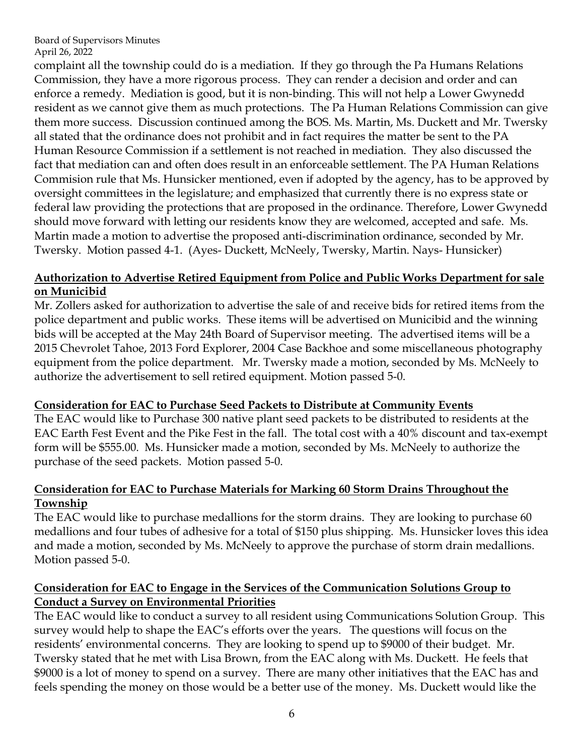complaint all the township could do is a mediation. If they go through the Pa Humans Relations Commission, they have a more rigorous process. They can render a decision and order and can enforce a remedy. Mediation is good, but it is non-binding. This will not help a Lower Gwynedd resident as we cannot give them as much protections. The Pa Human Relations Commission can give them more success. Discussion continued among the BOS. Ms. Martin, Ms. Duckett and Mr. Twersky all stated that the ordinance does not prohibit and in fact requires the matter be sent to the PA Human Resource Commission if a settlement is not reached in mediation. They also discussed the fact that mediation can and often does result in an enforceable settlement. The PA Human Relations Commision rule that Ms. Hunsicker mentioned, even if adopted by the agency, has to be approved by oversight committees in the legislature; and emphasized that currently there is no express state or federal law providing the protections that are proposed in the ordinance. Therefore, Lower Gwynedd should move forward with letting our residents know they are welcomed, accepted and safe. Ms. Martin made a motion to advertise the proposed anti-discrimination ordinance, seconded by Mr. Twersky. Motion passed 4-1. (Ayes- Duckett, McNeely, Twersky, Martin. Nays- Hunsicker)

**Authorization to Advertise Retired Equipment from Police and Public Works Department for sale on Municibid**

Mr. Zollers asked for authorization to advertise the sale of and receive bids for retired items from the police department and public works. These items will be advertised on Municibid and the winning bids will be accepted at the May 24th Board of Supervisor meeting. The advertised items will be a 2015 Chevrolet Tahoe, 2013 Ford Explorer, 2004 Case Backhoe and some miscellaneous photography equipment from the police department. Mr. Twersky made a motion, seconded by Ms. McNeely to authorize the advertisement to sell retired equipment. Motion passed 5-0.

**Consideration for EAC to Purchase Seed Packets to Distribute at Community Events**

The EAC would like to Purchase 300 native plant seed packets to be distributed to residents at the EAC Earth Fest Event and the Pike Fest in the fall. The total cost with a 40% discount and tax-exempt form will be $555.00. Ms. Hunsicker made a motion, seconded by Ms. McNeely to authorize the purchase of the seed packets. Motion passed 5-0.

**Consideration for EAC to Purchase Materials for Marking 60 Storm Drains Throughout the Township**

The EAC would like to purchase medallions for the storm drains. They are looking to purchase 60 medallions and four tubes of adhesive for a total of $150 plus shipping. Ms. Hunsicker loves this idea and made a motion, seconded by Ms. McNeely to approve the purchase of storm drain medallions. Motion passed 5-0.

**Consideration for EAC to Engage in the Services of the Communication Solutions Group to Conduct a Survey on Environmental Priorities**

The EAC would like to conduct a survey to all resident using Communications Solution Group. This survey would help to shape the EAC's efforts over the years. The questions will focus on the residents' environmental concerns. They are looking to spend up to $9000 of their budget. Mr. Twersky stated that he met with Lisa Brown, from the EAC along with Ms. Duckett. He feels that $9000 is a lot of money to spend on a survey. There are many other initiatives that the EAC has and feels spending the money on those would be a better use of the money. Ms. Duckett would like the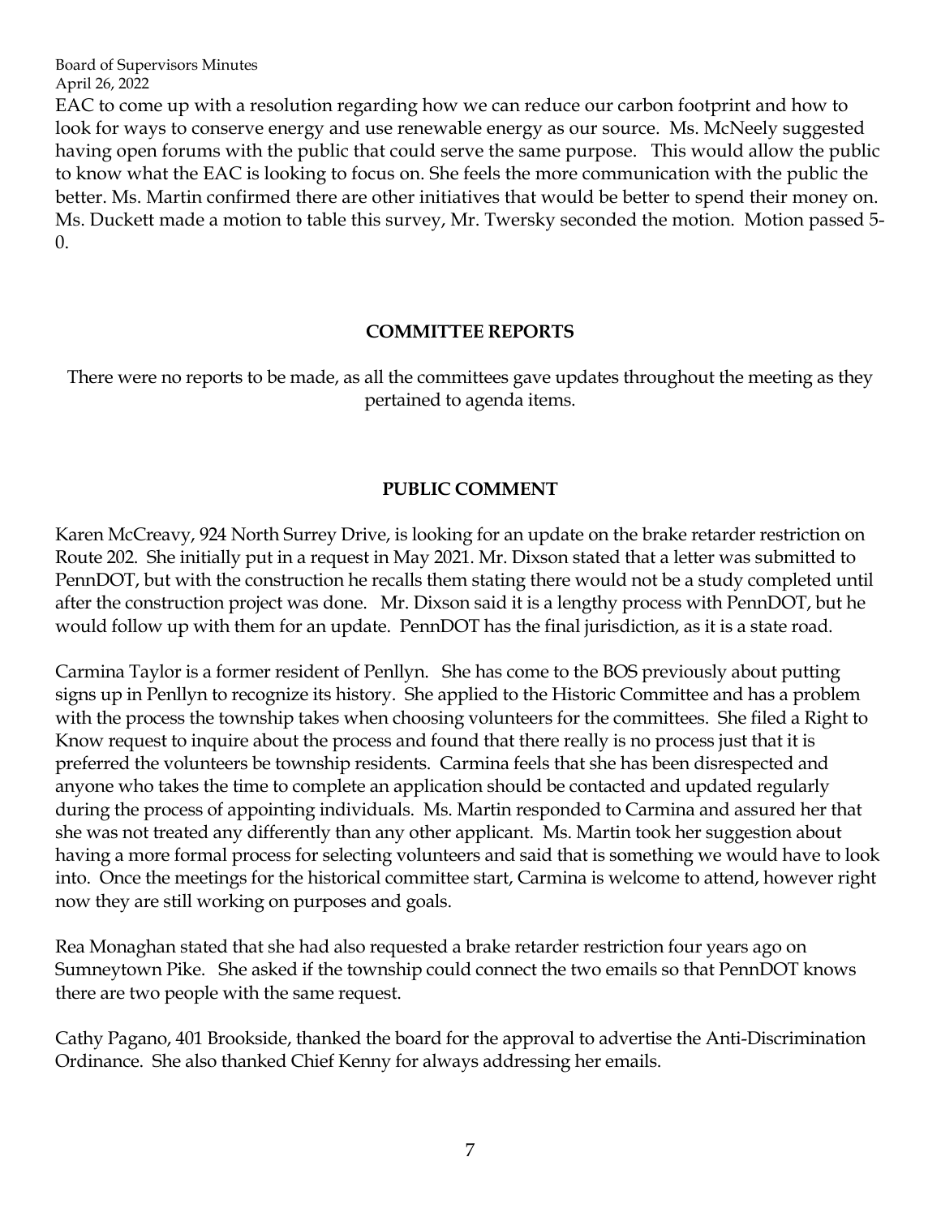EAC to come up with a resolution regarding how we can reduce our carbon footprint and how to look for ways to conserve energy and use renewable energy as our source. Ms. McNeely suggested having open forums with the public that could serve the same purpose. This would allow the public to know what the EAC is looking to focus on. She feels the more communication with the public the better. Ms. Martin confirmed there are other initiatives that would be better to spend their money on. Ms. Duckett made a motion to table this survey, Mr. Twersky seconded the motion. Motion passed 5-0.

## COMMITTEE REPORTS

There were no reports to be made, as all the committees gave updates throughout the meeting as they pertained to agenda items.

## PUBLIC COMMENT

Karen McCreavy, 924 North Surrey Drive, is looking for an update on the brake retarder restriction on Route 202. She initially put in a request in May 2021. Mr. Dixson stated that a letter was submitted to PennDOT, but with the construction he recalls them stating there would not be a study completed until after the construction project was done. Mr. Dixson said it is a lengthy process with PennDOT, but he would follow up with them for an update. PennDOT has the final jurisdiction, as it is a state road.

Carmina Taylor is a former resident of Penllyn. She has come to the BOS previously about putting signs up in Penllyn to recognize its history. She applied to the Historic Committee and has a problem with the process the township takes when choosing volunteers for the committees. She filed a Right to Know request to inquire about the process and found that there really is no process just that it is preferred the volunteers be township residents. Carmina feels that she has been disrespected and anyone who takes the time to complete an application should be contacted and updated regularly during the process of appointing individuals. Ms. Martin responded to Carmina and assured her that she was not treated any differently than any other applicant. Ms. Martin took her suggestion about having a more formal process for selecting volunteers and said that is something we would have to look into. Once the meetings for the historical committee start, Carmina is welcome to attend, however right now they are still working on purposes and goals.

Rea Monaghan stated that she had also requested a brake retarder restriction four years ago on Sumneytown Pike. She asked if the township could connect the two emails so that PennDOT knows there are two people with the same request.

Cathy Pagano, 401 Brookside, thanked the board for the approval to advertise the Anti-Discrimination Ordinance. She also thanked Chief Kenny for always addressing her emails.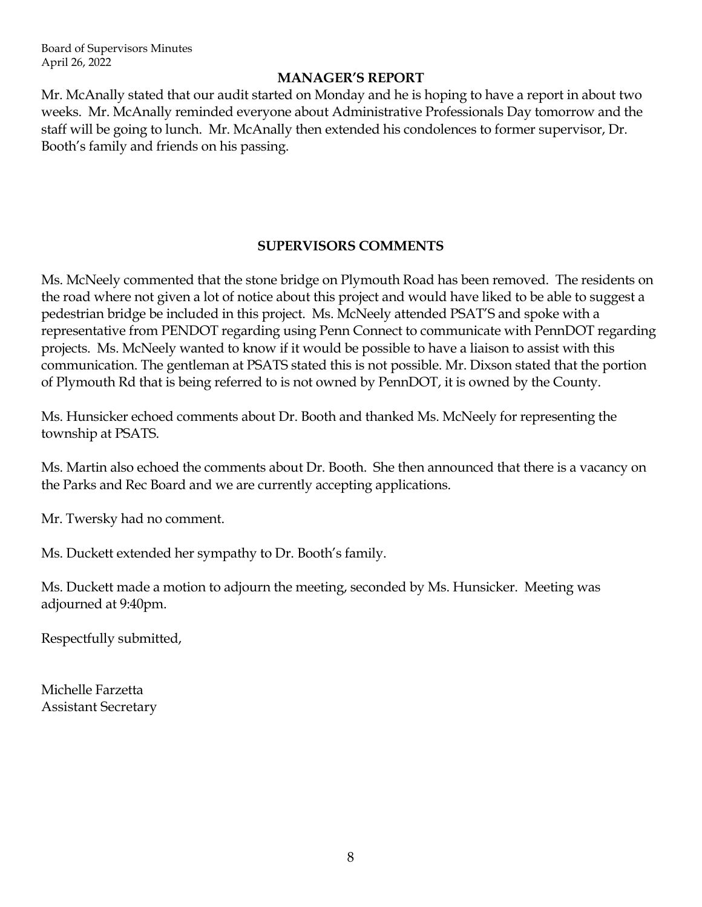## MANAGER'S REPORT

Mr. McAnally stated that our audit started on Monday and he is hoping to have a report in about two weeks. Mr. McAnally reminded everyone about Administrative Professionals Day tomorrow and the staff will be going to lunch. Mr. McAnally then extended his condolences to former supervisor, Dr. Booth's family and friends on his passing.

## SUPERVISORS COMMENTS

Ms. McNeely commented that the stone bridge on Plymouth Road has been removed. The residents on the road where not given a lot of notice about this project and would have liked to be able to suggest a pedestrian bridge be included in this project. Ms. McNeely attended PSAT'S and spoke with a representative from PENDOT regarding using Penn Connect to communicate with PennDOT regarding projects. Ms. McNeely wanted to know if it would be possible to have a liaison to assist with this communication. The gentleman at PSATS stated this is not possible. Mr. Dixson stated that the portion of Plymouth Rd that is being referred to is not owned by PennDOT, it is owned by the County.

Ms. Hunsicker echoed comments about Dr. Booth and thanked Ms. McNeely for representing the township at PSATS.

Ms. Martin also echoed the comments about Dr. Booth. She then announced that there is a vacancy on the Parks and Rec Board and we are currently accepting applications.

Mr. Twersky had no comment.

Ms. Duckett extended her sympathy to Dr. Booth's family.

Ms. Duckett made a motion to adjourn the meeting, seconded by Ms. Hunsicker. Meeting was adjourned at 9:40pm.

Respectfully submitted,

Michelle Farzetta
Assistant Secretary